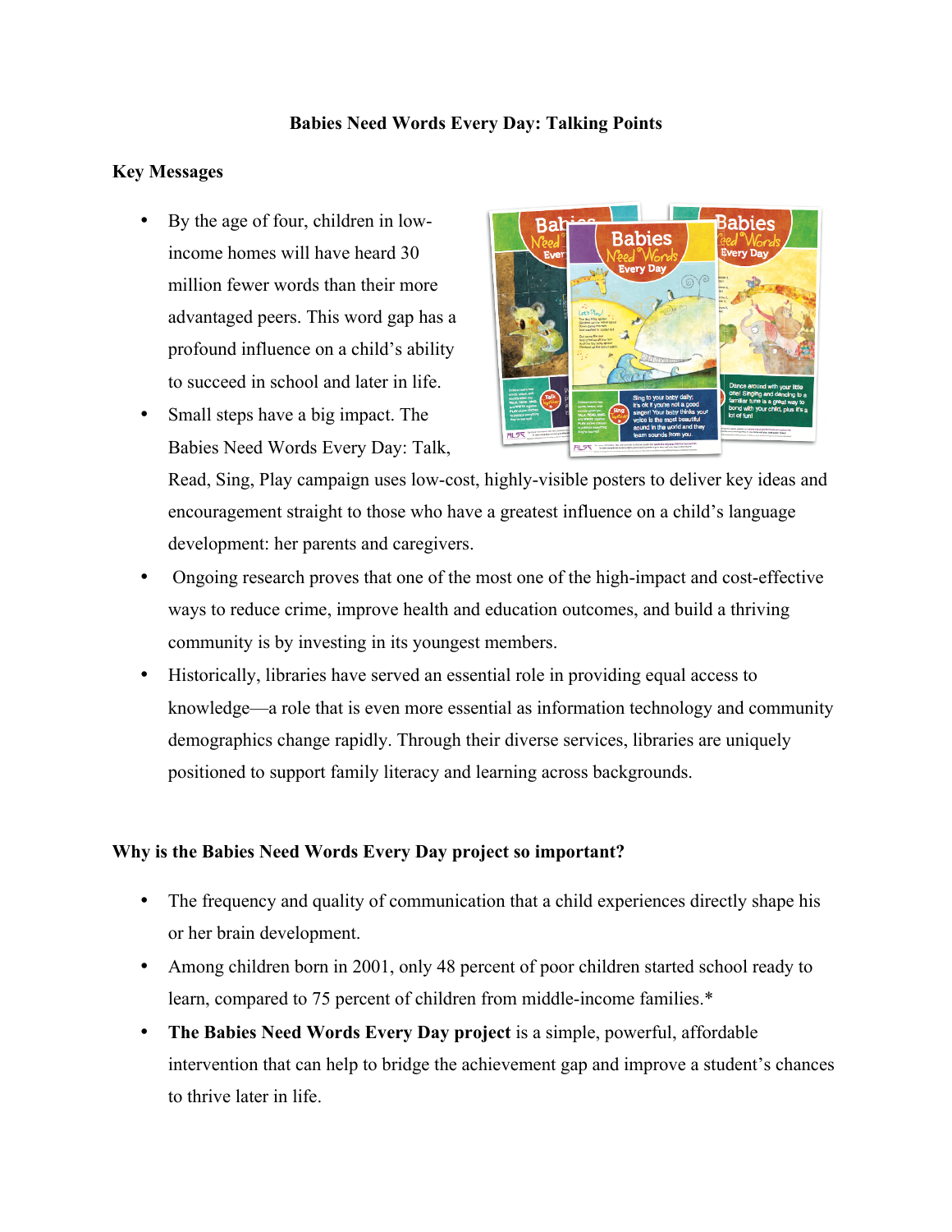**Babies Need Words Every Day: Talking Points**

**Key Messages**

- By the age of four, children in low-income homes will have heard 30 million fewer words than their more advantaged peers. This word gap has a profound influence on a child's ability to succeed in school and later in life.
- Small steps have a big impact. The Babies Need Words Every Day: Talk, Read, Sing, Play campaign uses low-cost, highly-visible posters to deliver key ideas and encouragement straight to those who have a greatest influence on a child's language development: her parents and caregivers.
- Ongoing research proves that one of the most one of the high-impact and cost-effective ways to reduce crime, improve health and education outcomes, and build a thriving community is by investing in its youngest members.
- Historically, libraries have served an essential role in providing equal access to knowledge—a role that is even more essential as information technology and community demographics change rapidly. Through their diverse services, libraries are uniquely positioned to support family literacy and learning across backgrounds.

**Why is the Babies Need Words Every Day project so important?**

- The frequency and quality of communication that a child experiences directly shape his or her brain development.
- Among children born in 2001, only 48 percent of poor children started school ready to learn, compared to 75 percent of children from middle-income families.*
- **The Babies Need Words Every Day project** is a simple, powerful, affordable intervention that can help to bridge the achievement gap and improve a student's chances to thrive later in life.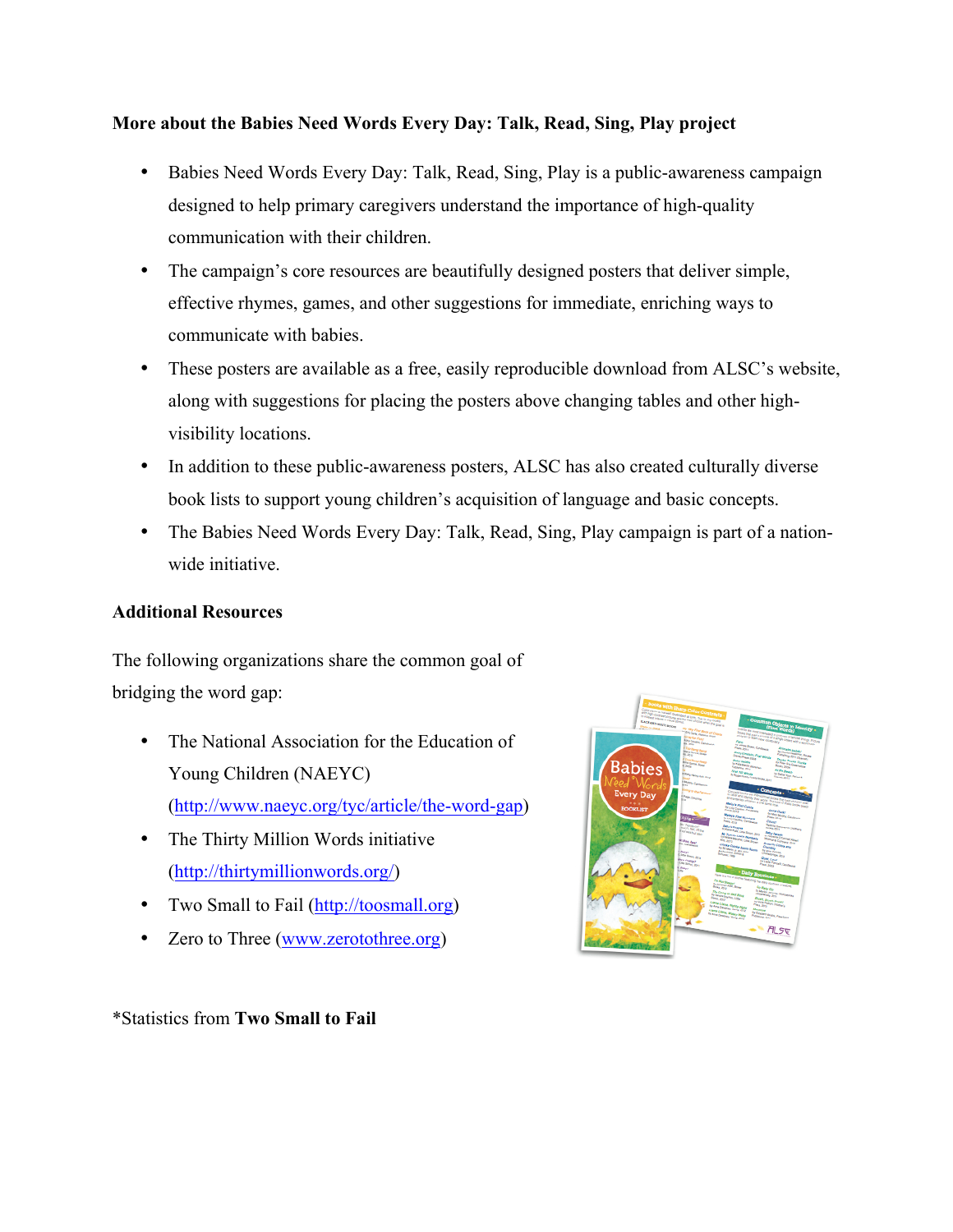**More about the Babies Need Words Every Day: Talk, Read, Sing, Play project**

- Babies Need Words Every Day: Talk, Read, Sing, Play is a public-awareness campaign designed to help primary caregivers understand the importance of high-quality communication with their children.
- The campaign's core resources are beautifully designed posters that deliver simple, effective rhymes, games, and other suggestions for immediate, enriching ways to communicate with babies.
- These posters are available as a free, easily reproducible download from ALSC's website, along with suggestions for placing the posters above changing tables and other high-visibility locations.
- In addition to these public-awareness posters, ALSC has also created culturally diverse book lists to support young children's acquisition of language and basic concepts.
- The Babies Need Words Every Day: Talk, Read, Sing, Play campaign is part of a nation-wide initiative.

**Additional Resources**

The following organizations share the common goal of bridging the word gap:

- The National Association for the Education of Young Children (NAEYC) (http://www.naeyc.org/tyc/article/the-word-gap)
- The Thirty Million Words initiative (http://thirtymillionwords.org/)
- Two Small to Fail (http://toosmall.org)
- Zero to Three (www.zerotothree.org)

*Statistics from **Two Small to Fail**